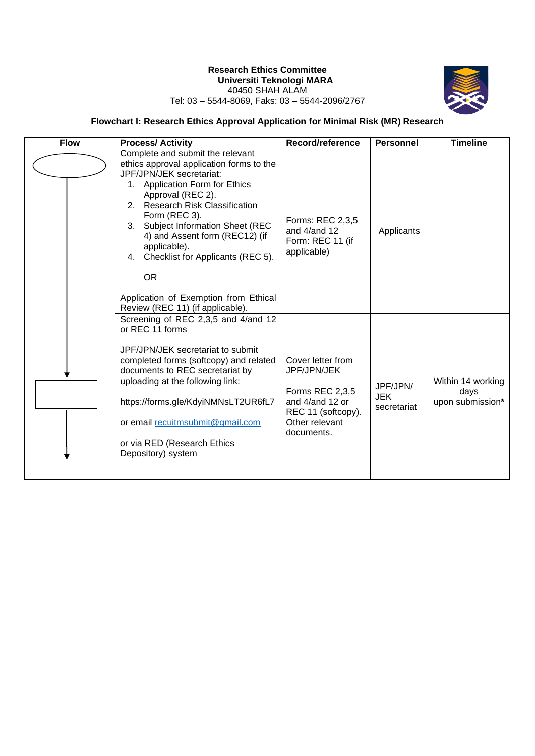**Research Ethics Committee**
**Universiti Teknologi MARA**
40450 SHAH ALAM
Tel: 03 – 5544-8069, Faks: 03 – 5544-2096/2767

**Flowchart I: Research Ethics Approval Application for Minimal Risk (MR) Research**

| Flow | Process/ Activity | Record/reference | Personnel | Timeline |
|---|---|---|---|---|
| | Complete and submit the relevant ethics approval application forms to the JPF/JPN/JEK secretariat:<br>1. Application Form for Ethics Approval (REC 2).<br>2. Research Risk Classification Form (REC 3).<br>3. Subject Information Sheet (REC 4) and Assent form (REC12) (if applicable).<br>4. Checklist for Applicants (REC 5).<br><br>OR<br><br>Application of Exemption from Ethical Review (REC 11) (if applicable). | Forms: REC 2,3,5 and 4/and 12<br>Form: REC 11 (if applicable) | Applicants | |
| | Screening of REC 2,3,5 and 4/and 12 or REC 11 forms<br><br>JPF/JPN/JEK secretariat to submit completed forms (softcopy) and related documents to REC secretariat by uploading at the following link:<br><br>https://forms.gle/KdyiNMNsLT2UR6fL7<br><br>or email recuitmsubmit@gmail.com<br><br>or via RED (Research Ethics Depository) system | Cover letter from JPF/JPN/JEK<br><br>Forms REC 2,3,5 and 4/and 12 or REC 11 (softcopy).<br>Other relevant documents. | JPF/JPN/ JEK secretariat | Within 14 working days upon submission* |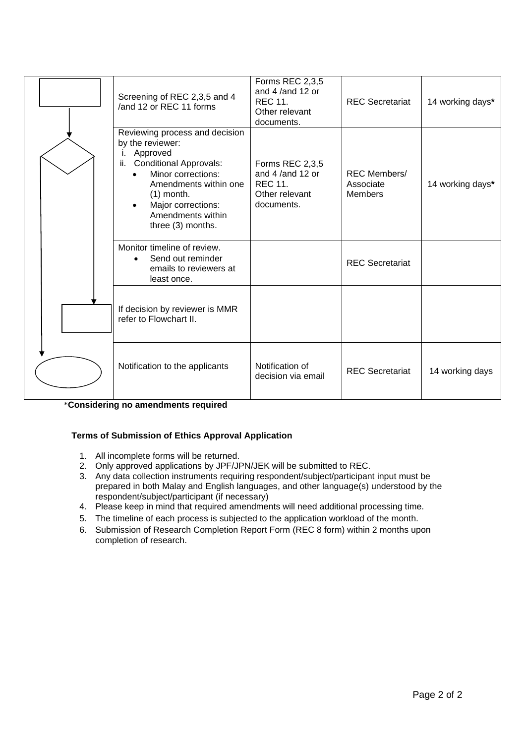| | | | | |
|---|---|---|---|---|
| | Screening of REC 2,3,5 and 4 /and 12 or REC 11 forms | Forms REC 2,3,5 and 4 /and 12 or REC 11. Other relevant documents. | REC Secretariat | 14 working days* |
| | Reviewing process and decision by the reviewer: i. Approved ii. Conditional Approvals: • Minor corrections: Amendments within one (1) month. • Major corrections: Amendments within three (3) months. | Forms REC 2,3,5 and 4 /and 12 or REC 11. Other relevant documents. | REC Members/ Associate Members | 14 working days* |
| | Monitor timeline of review. • Send out reminder emails to reviewers at least once. | | REC Secretariat | |
| | If decision by reviewer is MMR refer to Flowchart II. | | | |
| | Notification to the applicants | Notification of decision via email | REC Secretariat | 14 working days |

***Considering no amendments required**

**Terms of Submission of Ethics Approval Application**

1. All incomplete forms will be returned.
2. Only approved applications by JPF/JPN/JEK will be submitted to REC.
3. Any data collection instruments requiring respondent/subject/participant input must be prepared in both Malay and English languages, and other language(s) understood by the respondent/subject/participant (if necessary)
4. Please keep in mind that required amendments will need additional processing time.
5. The timeline of each process is subjected to the application workload of the month.
6. Submission of Research Completion Report Form (REC 8 form) within 2 months upon completion of research.